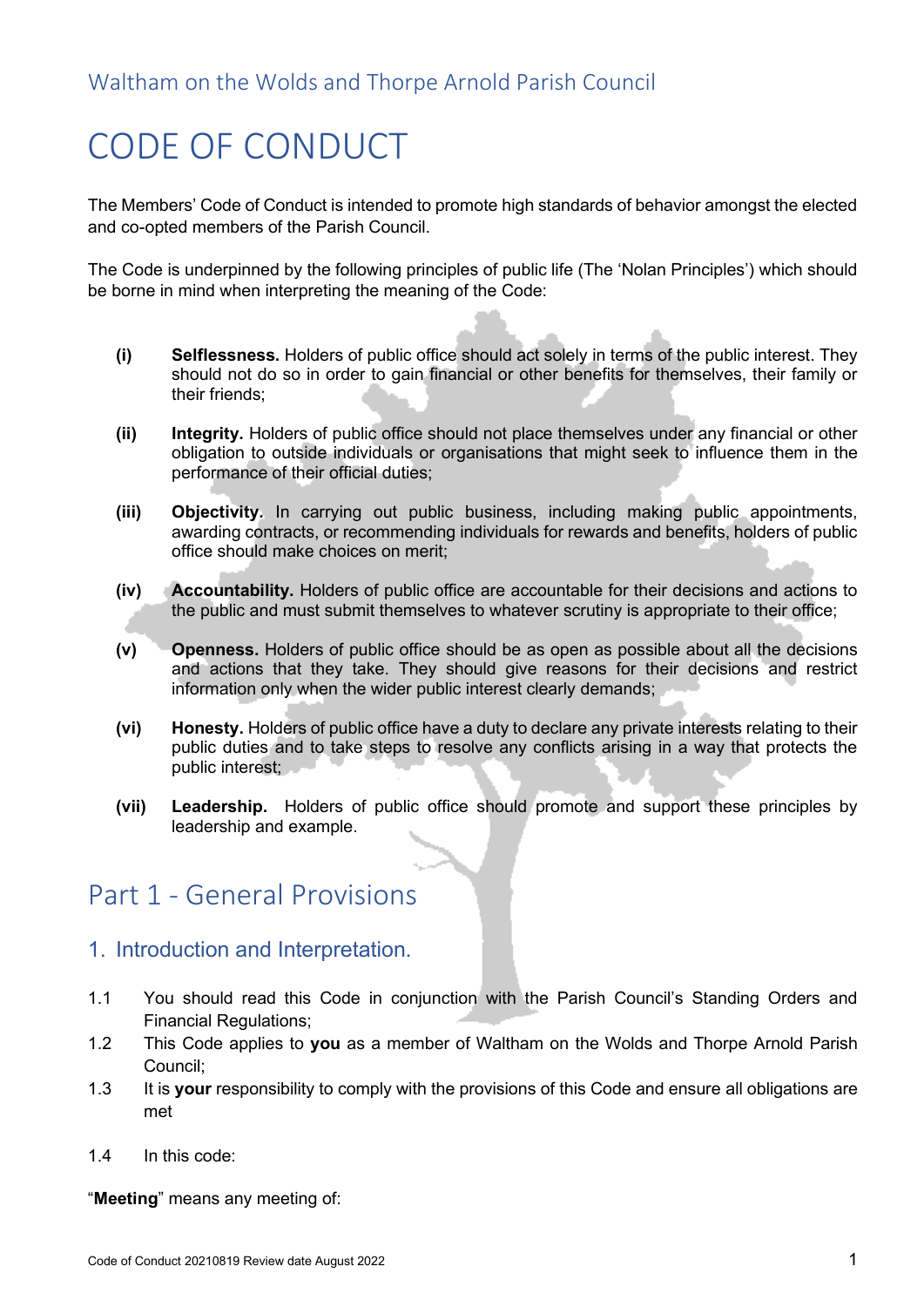Waltham on the Wolds and Thorpe Arnold Parish Council

# CODE OF CONDUCT

The Members' Code of Conduct is intended to promote high standards of behavior amongst the elected and co-opted members of the Parish Council.

The Code is underpinned by the following principles of public life (The 'Nolan Principles') which should be borne in mind when interpreting the meaning of the Code:

**(i)** **Selflessness.** Holders of public office should act solely in terms of the public interest. They should not do so in order to gain financial or other benefits for themselves, their family or their friends;

**(ii)** **Integrity.** Holders of public office should not place themselves under any financial or other obligation to outside individuals or organisations that might seek to influence them in the performance of their official duties;

**(iii)** **Objectivity.** In carrying out public business, including making public appointments, awarding contracts, or recommending individuals for rewards and benefits, holders of public office should make choices on merit;

**(iv)** **Accountability.** Holders of public office are accountable for their decisions and actions to the public and must submit themselves to whatever scrutiny is appropriate to their office;

**(v)** **Openness.** Holders of public office should be as open as possible about all the decisions and actions that they take. They should give reasons for their decisions and restrict information only when the wider public interest clearly demands;

**(vi)** **Honesty.** Holders of public office have a duty to declare any private interests relating to their public duties and to take steps to resolve any conflicts arising in a way that protects the public interest;

**(vii)** **Leadership.** Holders of public office should promote and support these principles by leadership and example.

## Part 1 - General Provisions

### 1. Introduction and Interpretation.

1.1 You should read this Code in conjunction with the Parish Council's Standing Orders and Financial Regulations;

1.2 This Code applies to **you** as a member of Waltham on the Wolds and Thorpe Arnold Parish Council;

1.3 It is **your** responsibility to comply with the provisions of this Code and ensure all obligations are met

1.4 In this code:

"**Meeting**" means any meeting of: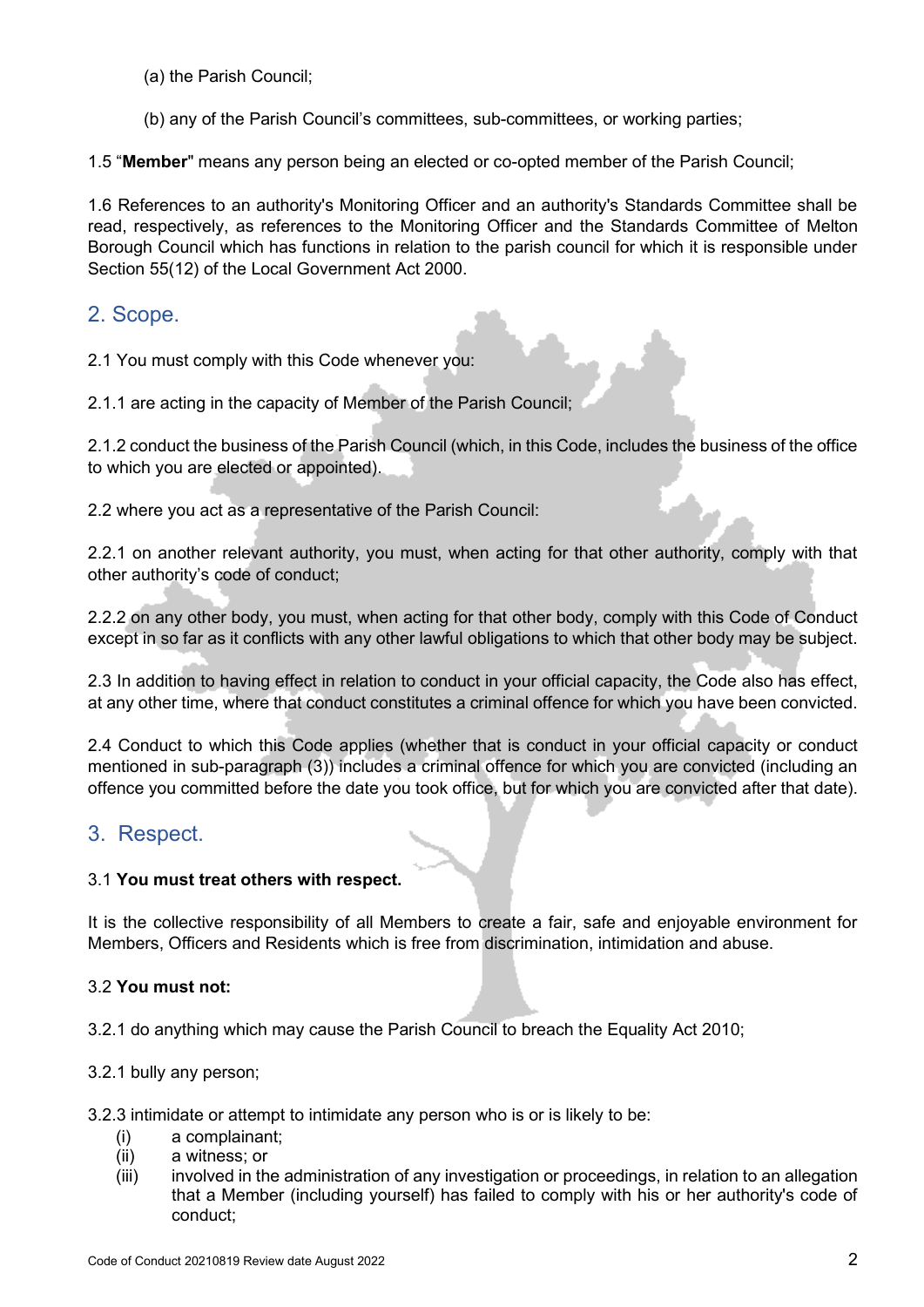(a) the Parish Council;

(b) any of the Parish Council's committees, sub-committees, or working parties;

1.5 "**Member**" means any person being an elected or co-opted member of the Parish Council;

1.6 References to an authority's Monitoring Officer and an authority's Standards Committee shall be read, respectively, as references to the Monitoring Officer and the Standards Committee of Melton Borough Council which has functions in relation to the parish council for which it is responsible under Section 55(12) of the Local Government Act 2000.

## 2. Scope.

2.1 You must comply with this Code whenever you:

2.1.1 are acting in the capacity of Member of the Parish Council;

2.1.2 conduct the business of the Parish Council (which, in this Code, includes the business of the office to which you are elected or appointed).

2.2 where you act as a representative of the Parish Council:

2.2.1 on another relevant authority, you must, when acting for that other authority, comply with that other authority's code of conduct;

2.2.2 on any other body, you must, when acting for that other body, comply with this Code of Conduct except in so far as it conflicts with any other lawful obligations to which that other body may be subject.

2.3 In addition to having effect in relation to conduct in your official capacity, the Code also has effect, at any other time, where that conduct constitutes a criminal offence for which you have been convicted.

2.4 Conduct to which this Code applies (whether that is conduct in your official capacity or conduct mentioned in sub-paragraph (3)) includes a criminal offence for which you are convicted (including an offence you committed before the date you took office, but for which you are convicted after that date).

## 3. Respect.

3.1 **You must treat others with respect.**

It is the collective responsibility of all Members to create a fair, safe and enjoyable environment for Members, Officers and Residents which is free from discrimination, intimidation and abuse.

3.2 **You must not:**

3.2.1 do anything which may cause the Parish Council to breach the Equality Act 2010;

3.2.1 bully any person;

3.2.3 intimidate or attempt to intimidate any person who is or is likely to be:

(i) a complainant;
(ii) a witness; or
(iii) involved in the administration of any investigation or proceedings, in relation to an allegation that a Member (including yourself) has failed to comply with his or her authority's code of conduct;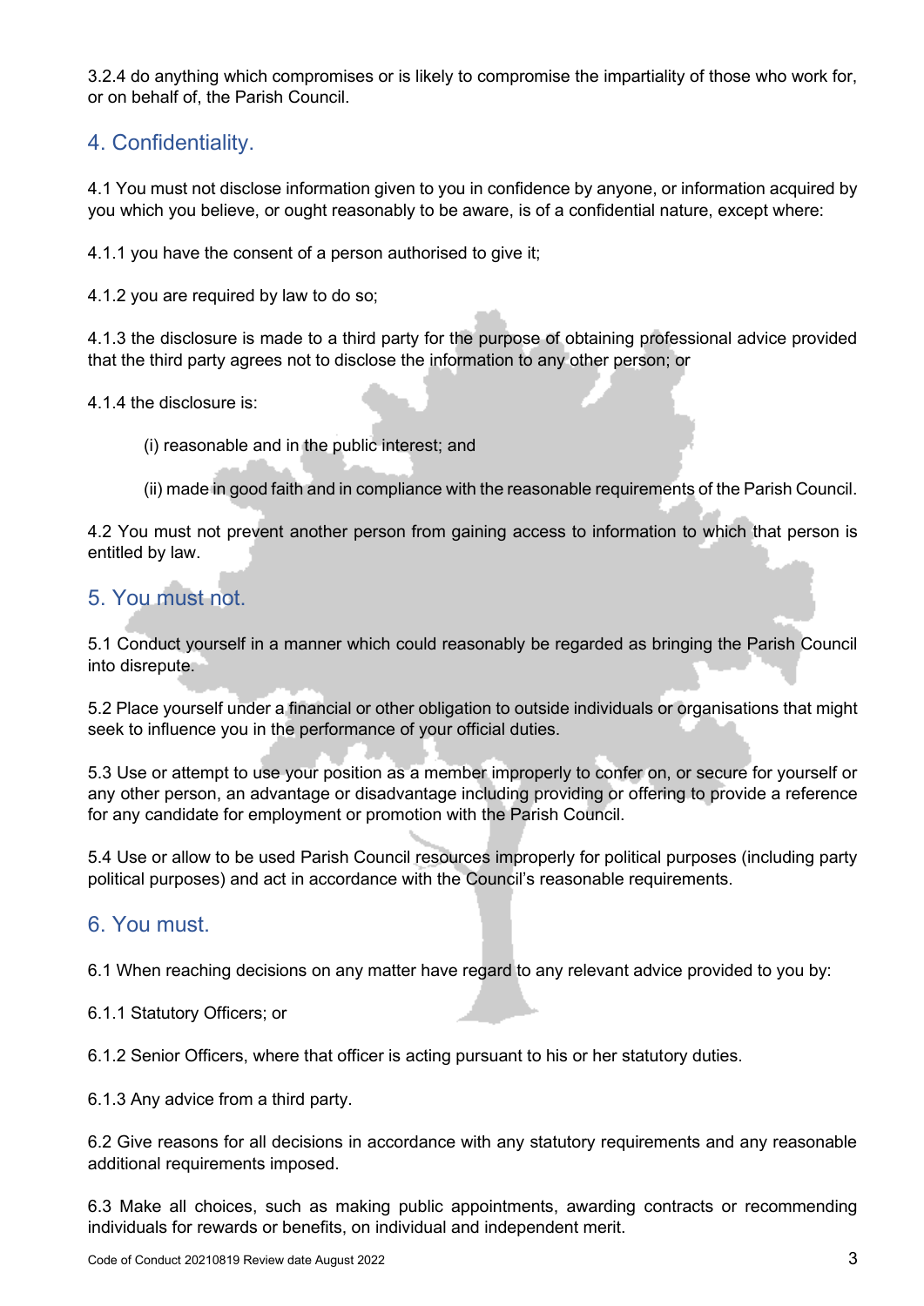3.2.4 do anything which compromises or is likely to compromise the impartiality of those who work for, or on behalf of, the Parish Council.

## 4. Confidentiality.

4.1 You must not disclose information given to you in confidence by anyone, or information acquired by you which you believe, or ought reasonably to be aware, is of a confidential nature, except where:

4.1.1 you have the consent of a person authorised to give it;

4.1.2 you are required by law to do so;

4.1.3 the disclosure is made to a third party for the purpose of obtaining professional advice provided that the third party agrees not to disclose the information to any other person; or

4.1.4 the disclosure is:

(i) reasonable and in the public interest; and

(ii) made in good faith and in compliance with the reasonable requirements of the Parish Council.

4.2 You must not prevent another person from gaining access to information to which that person is entitled by law.

## 5. You must not.

5.1 Conduct yourself in a manner which could reasonably be regarded as bringing the Parish Council into disrepute.

5.2 Place yourself under a financial or other obligation to outside individuals or organisations that might seek to influence you in the performance of your official duties.

5.3 Use or attempt to use your position as a member improperly to confer on, or secure for yourself or any other person, an advantage or disadvantage including providing or offering to provide a reference for any candidate for employment or promotion with the Parish Council.

5.4 Use or allow to be used Parish Council resources improperly for political purposes (including party political purposes) and act in accordance with the Council's reasonable requirements.

## 6. You must.

6.1 When reaching decisions on any matter have regard to any relevant advice provided to you by:

6.1.1 Statutory Officers; or

6.1.2 Senior Officers, where that officer is acting pursuant to his or her statutory duties.

6.1.3 Any advice from a third party.

6.2 Give reasons for all decisions in accordance with any statutory requirements and any reasonable additional requirements imposed.

6.3 Make all choices, such as making public appointments, awarding contracts or recommending individuals for rewards or benefits, on individual and independent merit.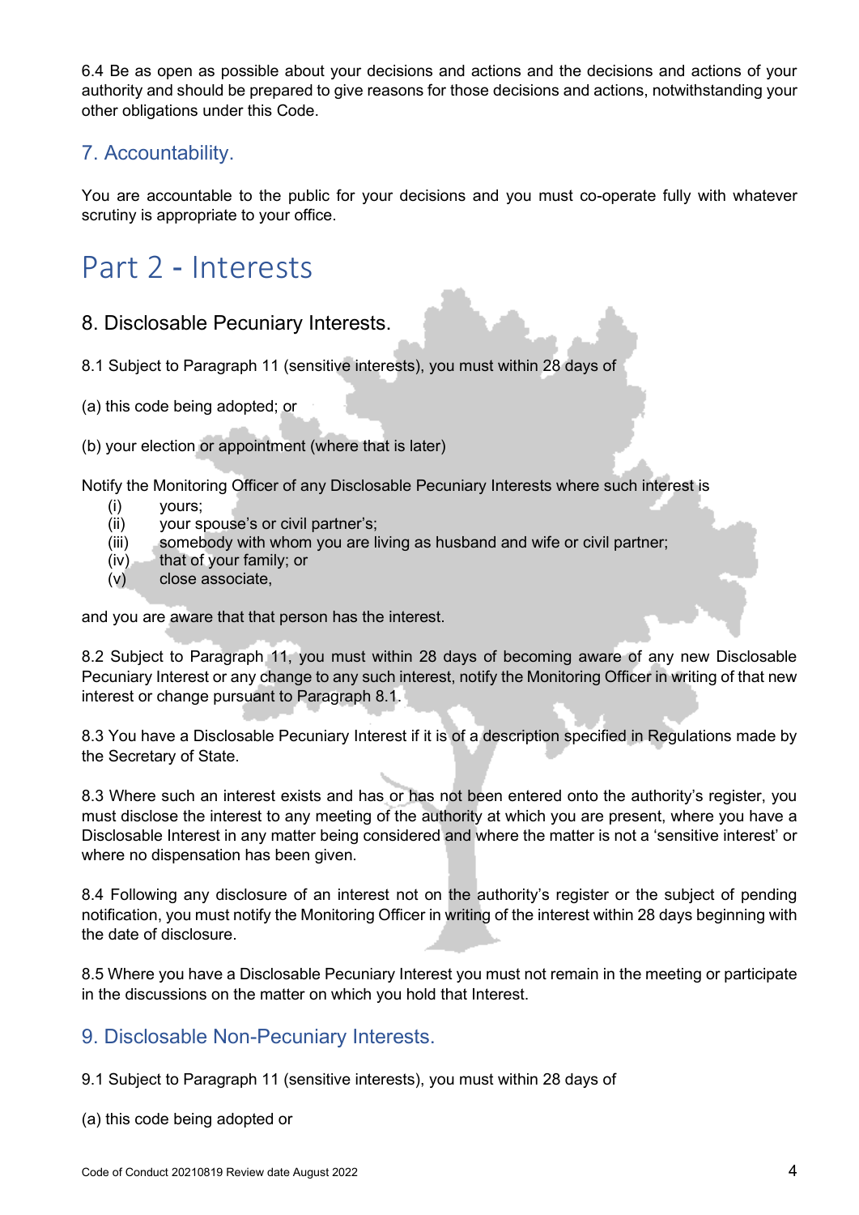6.4 Be as open as possible about your decisions and actions and the decisions and actions of your authority and should be prepared to give reasons for those decisions and actions, notwithstanding your other obligations under this Code.

## 7. Accountability.

You are accountable to the public for your decisions and you must co-operate fully with whatever scrutiny is appropriate to your office.

# Part 2 - Interests

## 8. Disclosable Pecuniary Interests.

8.1 Subject to Paragraph 11 (sensitive interests), you must within 28 days of

(a) this code being adopted; or

(b) your election or appointment (where that is later)

Notify the Monitoring Officer of any Disclosable Pecuniary Interests where such interest is

- (i) yours;
- (ii) your spouse's or civil partner's;
- (iii) somebody with whom you are living as husband and wife or civil partner;
- (iv) that of your family; or
- (v) close associate,

and you are aware that that person has the interest.

8.2 Subject to Paragraph 11, you must within 28 days of becoming aware of any new Disclosable Pecuniary Interest or any change to any such interest, notify the Monitoring Officer in writing of that new interest or change pursuant to Paragraph 8.1.

8.3 You have a Disclosable Pecuniary Interest if it is of a description specified in Regulations made by the Secretary of State.

8.3 Where such an interest exists and has or has not been entered onto the authority's register, you must disclose the interest to any meeting of the authority at which you are present, where you have a Disclosable Interest in any matter being considered and where the matter is not a 'sensitive interest' or where no dispensation has been given.

8.4 Following any disclosure of an interest not on the authority's register or the subject of pending notification, you must notify the Monitoring Officer in writing of the interest within 28 days beginning with the date of disclosure.

8.5 Where you have a Disclosable Pecuniary Interest you must not remain in the meeting or participate in the discussions on the matter on which you hold that Interest.

## 9. Disclosable Non-Pecuniary Interests.

9.1 Subject to Paragraph 11 (sensitive interests), you must within 28 days of

(a) this code being adopted or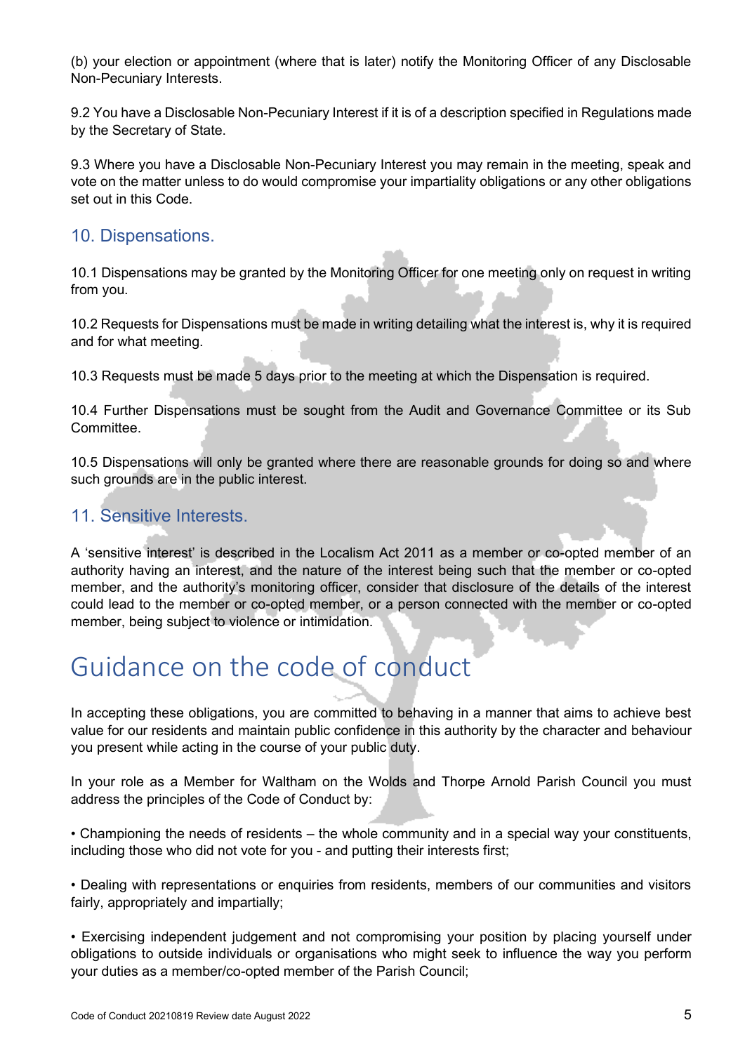(b) your election or appointment (where that is later) notify the Monitoring Officer of any Disclosable Non-Pecuniary Interests.

9.2 You have a Disclosable Non-Pecuniary Interest if it is of a description specified in Regulations made by the Secretary of State.

9.3 Where you have a Disclosable Non-Pecuniary Interest you may remain in the meeting, speak and vote on the matter unless to do would compromise your impartiality obligations or any other obligations set out in this Code.

## 10. Dispensations.

10.1 Dispensations may be granted by the Monitoring Officer for one meeting only on request in writing from you.

10.2 Requests for Dispensations must be made in writing detailing what the interest is, why it is required and for what meeting.

10.3 Requests must be made 5 days prior to the meeting at which the Dispensation is required.

10.4 Further Dispensations must be sought from the Audit and Governance Committee or its Sub Committee.

10.5 Dispensations will only be granted where there are reasonable grounds for doing so and where such grounds are in the public interest.

## 11. Sensitive Interests.

A 'sensitive interest' is described in the Localism Act 2011 as a member or co-opted member of an authority having an interest, and the nature of the interest being such that the member or co-opted member, and the authority's monitoring officer, consider that disclosure of the details of the interest could lead to the member or co-opted member, or a person connected with the member or co-opted member, being subject to violence or intimidation.

# Guidance on the code of conduct

In accepting these obligations, you are committed to behaving in a manner that aims to achieve best value for our residents and maintain public confidence in this authority by the character and behaviour you present while acting in the course of your public duty.

In your role as a Member for Waltham on the Wolds and Thorpe Arnold Parish Council you must address the principles of the Code of Conduct by:

• Championing the needs of residents – the whole community and in a special way your constituents, including those who did not vote for you - and putting their interests first;

• Dealing with representations or enquiries from residents, members of our communities and visitors fairly, appropriately and impartially;

• Exercising independent judgement and not compromising your position by placing yourself under obligations to outside individuals or organisations who might seek to influence the way you perform your duties as a member/co-opted member of the Parish Council;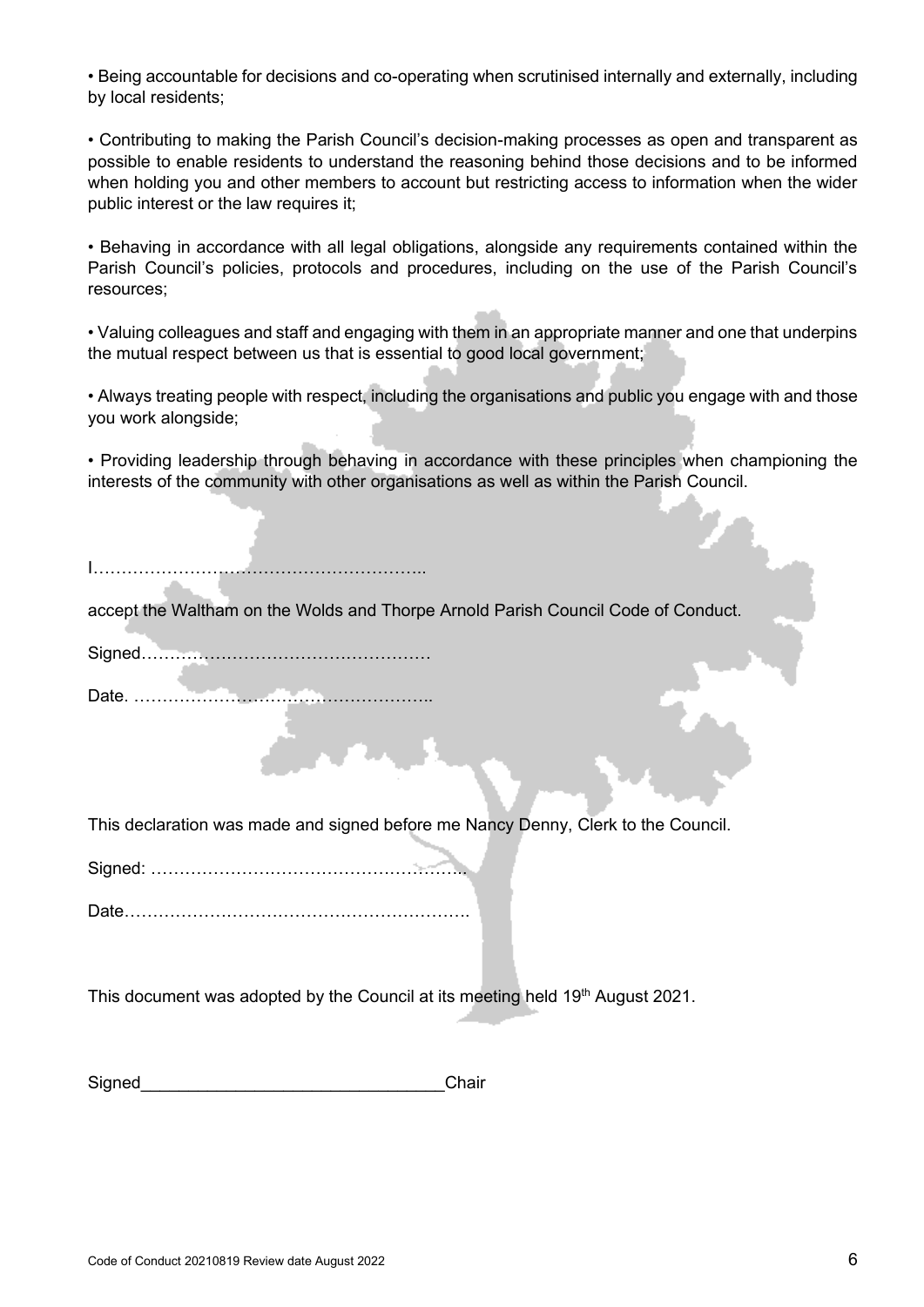• Being accountable for decisions and co-operating when scrutinised internally and externally, including by local residents;

• Contributing to making the Parish Council's decision-making processes as open and transparent as possible to enable residents to understand the reasoning behind those decisions and to be informed when holding you and other members to account but restricting access to information when the wider public interest or the law requires it;

• Behaving in accordance with all legal obligations, alongside any requirements contained within the Parish Council's policies, protocols and procedures, including on the use of the Parish Council's resources;

• Valuing colleagues and staff and engaging with them in an appropriate manner and one that underpins the mutual respect between us that is essential to good local government;

• Always treating people with respect, including the organisations and public you engage with and those you work alongside;

• Providing leadership through behaving in accordance with these principles when championing the interests of the community with other organisations as well as within the Parish Council.

I…………………………………………………..

accept the Waltham on the Wolds and Thorpe Arnold Parish Council Code of Conduct.

Signed……………………………………………

Date. ……………………………………………..

This declaration was made and signed before me Nancy Denny, Clerk to the Council.

Signed: ………………………………………………..

Date…………………………………………………….

This document was adopted by the Council at its meeting held 19th August 2021.

Signed________________________________Chair